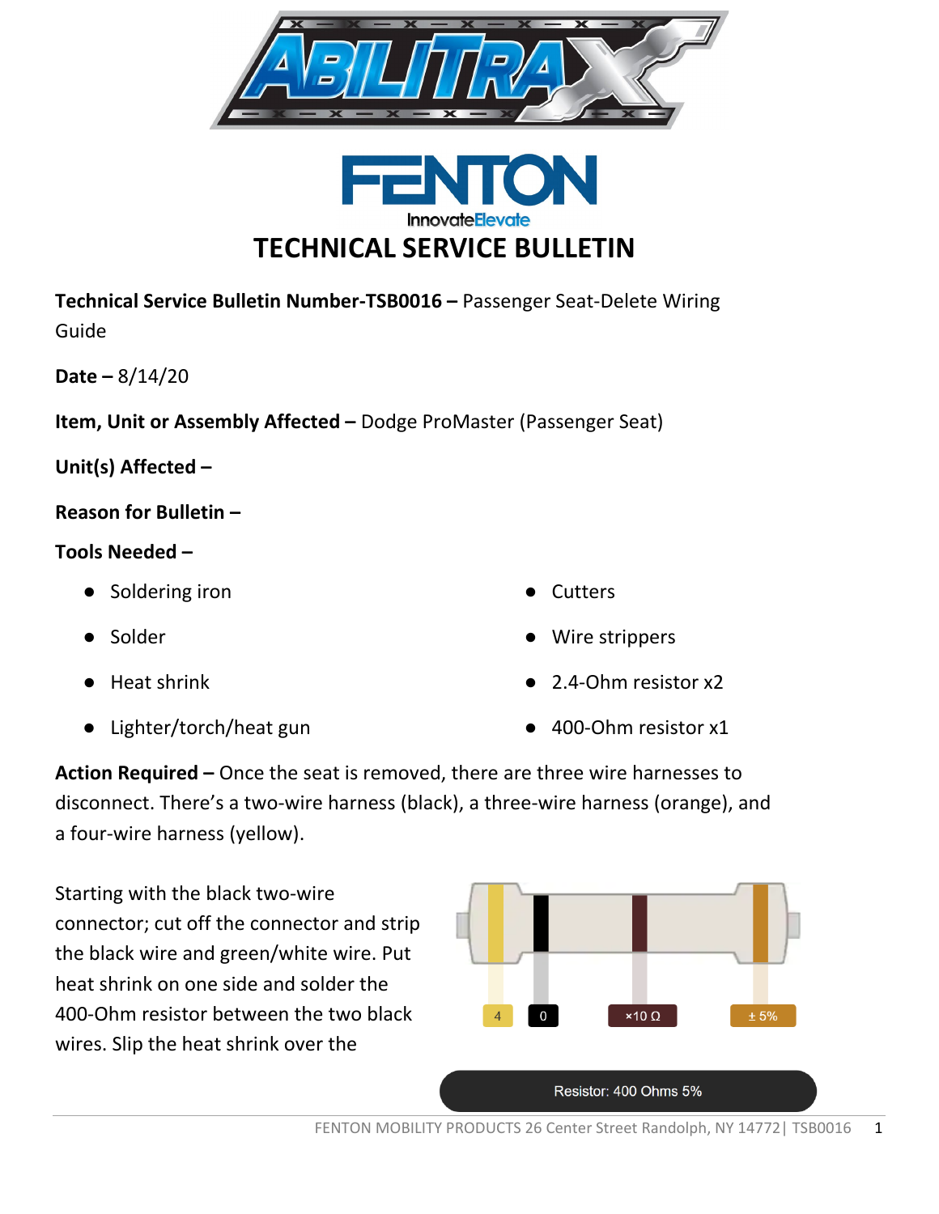# TECHNICAL SERVICE BULLETIN

**Technical Service Bulletin Number-TSB0016 –** Passenger Seat-Delete Wiring Guide

**Date –** 8/14/20

**Item, Unit or Assembly Affected –** Dodge ProMaster (Passenger Seat)

**Unit(s) Affected –**

**Reason for Bulletin –**

**Tools Needed –**

- Soldering iron
- Solder
- Heat shrink
- Lighter/torch/heat gun
- Cutters
- Wire strippers
- 2.4-Ohm resistor x2
- 400-Ohm resistor x1

**Action Required –** Once the seat is removed, there are three wire harnesses to disconnect. There's a two-wire harness (black), a three-wire harness (orange), and a four-wire harness (yellow).

Starting with the black two-wire connector; cut off the connector and strip the black wire and green/white wire. Put heat shrink on one side and solder the 400-Ohm resistor between the two black wires. Slip the heat over the

4 | 0 | ×10 Ω | ± 5%

Resistor: 400 Ohms 5%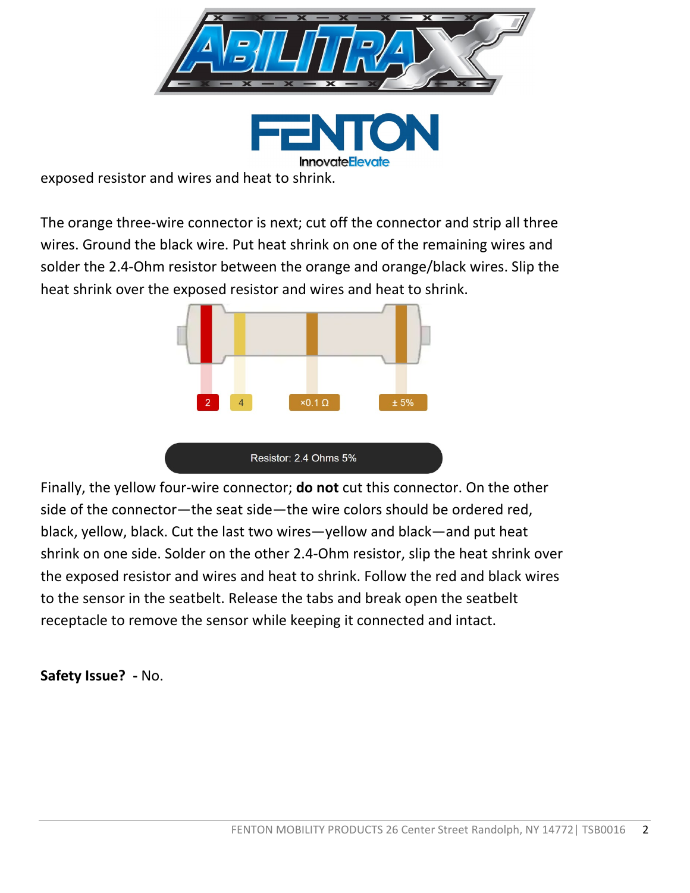exposed resistor and wires and heat to shrink.

The orange three-wire connector is next; cut off the connector and strip all three wires. Ground the black wire. Put heat shrink on one of the remaining wires and solder the 2.4-Ohm resistor between the orange and orange/black wires. Slip the heat shrink over the exposed resistor and wires and heat to shrink.

2 4 ×0.1 Ω ± 5%

Resistor: 2.4 Ohms 5%

Finally, the yellow four-wire connector; **do not** cut this connector. On the other side of the connector—the seat side—the wire colors should be ordered red, black, yellow, black. Cut the last two wires—yellow and black—and put heat shrink on one side. Solder on the other 2.4-Ohm resistor, slip the heat shrink over the exposed resistor and wires and heat to shrink. Follow the red and black wires to the sensor in the seatbelt. Release the tabs and break open the seatbelt receptacle to remove the sensor while keeping it connected and intact.

**Safety Issue? -** No.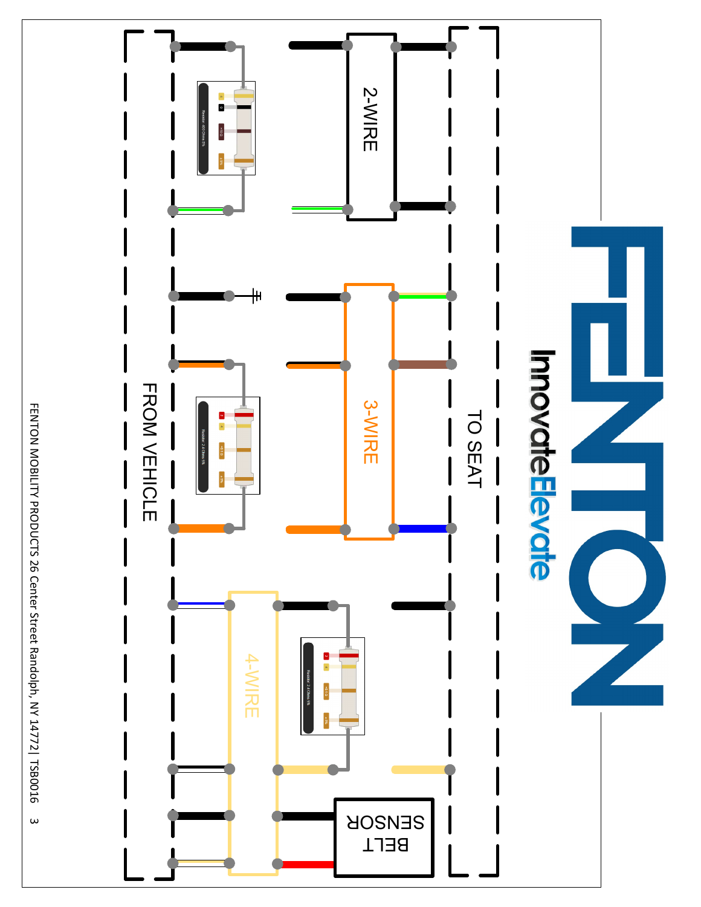FENTON

InnovateElevate

TO SEAT

2-WIRE

3-WIRE

4-WIRE

BELT SENSOR

FROM VEHICLE

Resistor 400 Ohms 5%

Resistor 2.4 Ohms 5%

Resistor 2.4 Ohms 5%

FENTON MOBILITY PRODUCTS 26 Center Street Randolph, NY 14772| TSB0016